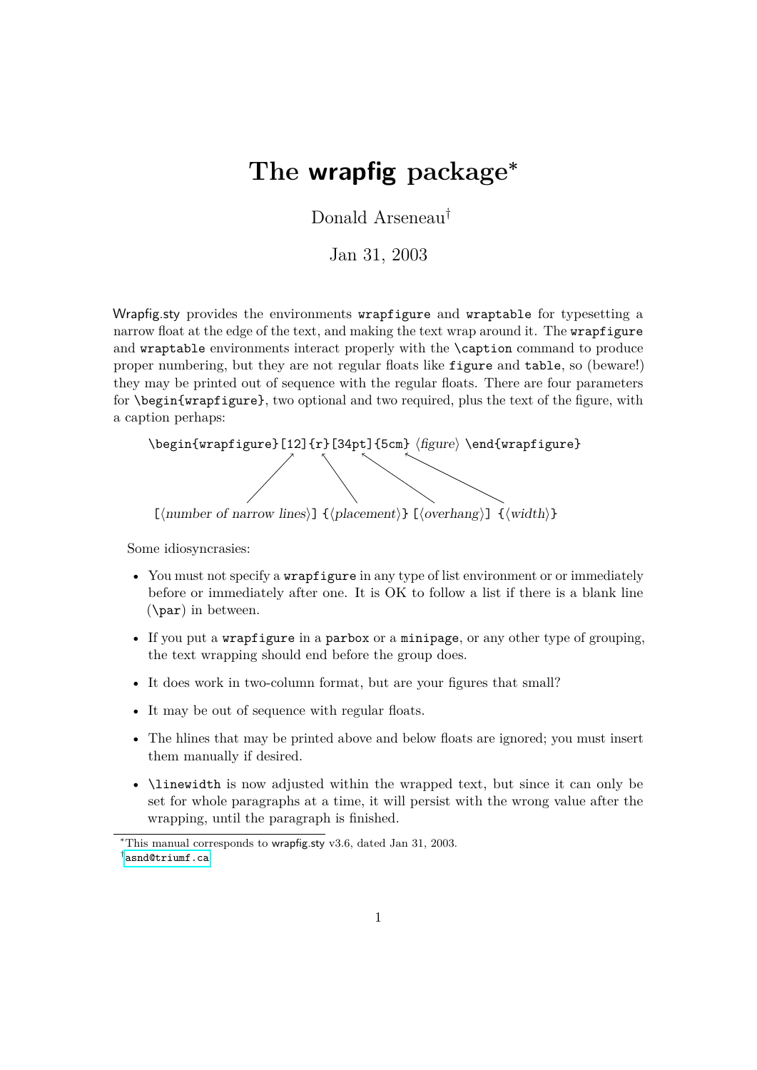# The **wrapfig** package*

Donald Arseneau[†]

Jan 31, 2003

Wrapfig.sty provides the environments `wrapfigure` and `wraptable` for typesetting a narrow float at the edge of the text, and making the text wrap around it. The `wrapfigure` and `wraptable` environments interact properly with the `\caption` command to produce proper numbering, but they are not regular floats like `figure` and `table`, so (beware!) they may be printed out of sequence with the regular floats. There are four parameters for `\begin{wrapfigure}`, two optional and two required, plus the text of the figure, with a caption perhaps:

```
\begin{wrapfigure}[12]{r}[34pt]{5cm} ⟨figure⟩ \end{wrapfigure}

[⟨number of narrow lines⟩] {⟨placement⟩} [⟨overhang⟩] {⟨width⟩}
```

Some idiosyncrasies:

- You must not specify a `wrapfigure` in any type of list environment or or immediately before or immediately after one. It is OK to follow a list if there is a blank line (`\par`) in between.
- If you put a `wrapfigure` in a `parbox` or a `minipage`, or any other type of grouping, the text wrapping should end before the group does.
- It does work in two-column format, but are your figures that small?
- It may be out of sequence with regular floats.
- The hlines that may be printed above and below floats are ignored; you must insert them manually if desired.
- `\linewidth` is now adjusted within the wrapped text, but since it can only be set for whole paragraphs at a time, it will persist with the wrong value after the wrapping, until the paragraph is finished.

*This manual corresponds to wrapfig.sty v3.6, dated Jan 31, 2003.

[†] asnd@triumf.ca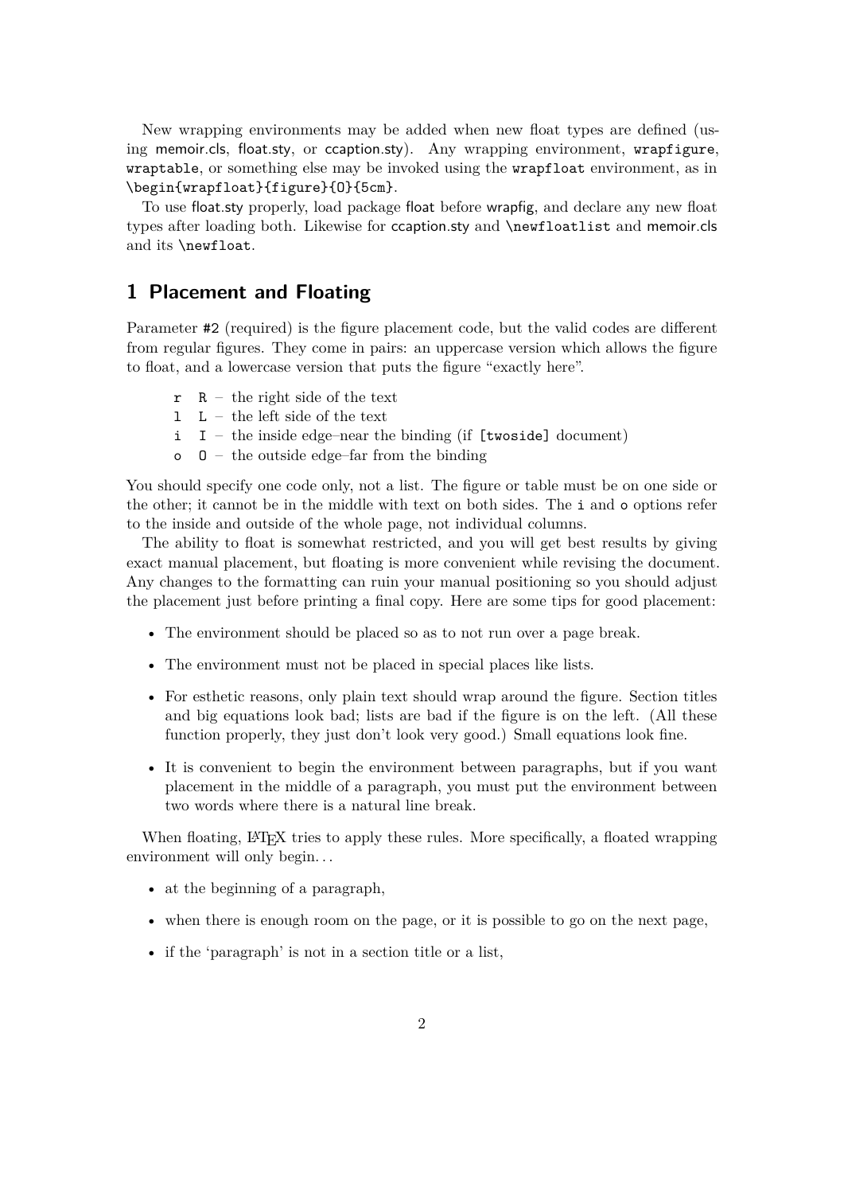New wrapping environments may be added when new float types are defined (using memoir.cls, float.sty, or ccaption.sty). Any wrapping environment, `wrapfigure`, `wraptable`, or something else may be invoked using the `wrapfloat` environment, as in `\begin{wrapfloat}{figure}{O}{5cm}`.

To use float.sty properly, load package float before wrapfig, and declare any new float types after loading both. Likewise for ccaption.sty and `\newfloatlist` and memoir.cls and its `\newfloat`.

## 1 Placement and Floating

Parameter `#2` (required) is the figure placement code, but the valid codes are different from regular figures. They come in pairs: an uppercase version which allows the figure to float, and a lowercase version that puts the figure "exactly here".

- `r` `R` – the right side of the text
- `l` `L` – the left side of the text
- `i` `I` – the inside edge–near the binding (if `[twoside]` document)
- `o` `O` – the outside edge–far from the binding

You should specify one code only, not a list. The figure or table must be on one side or the other; it cannot be in the middle with text on both sides. The `i` and `o` options refer to the inside and outside of the whole page, not individual columns.

The ability to float is somewhat restricted, and you will get best results by giving exact manual placement, but floating is more convenient while revising the document. Any changes to the formatting can ruin your manual positioning so you should adjust the placement just before printing a final copy. Here are some tips for good placement:

- The environment should be placed so as to not run over a page break.
- The environment must not be placed in special places like lists.
- For esthetic reasons, only plain text should wrap around the figure. Section titles and big equations look bad; lists are bad if the figure is on the left. (All these function properly, they just don't look very good.) Small equations look fine.
- It is convenient to begin the environment between paragraphs, but if you want placement in the middle of a paragraph, you must put the environment between two words where there is a natural line break.

When floating, LaTeX tries to apply these rules. More specifically, a floated wrapping environment will only begin...

- at the beginning of a paragraph,
- when there is enough room on the page, or it is possible to go on the next page,
- if the 'paragraph' is not in a section title or a list,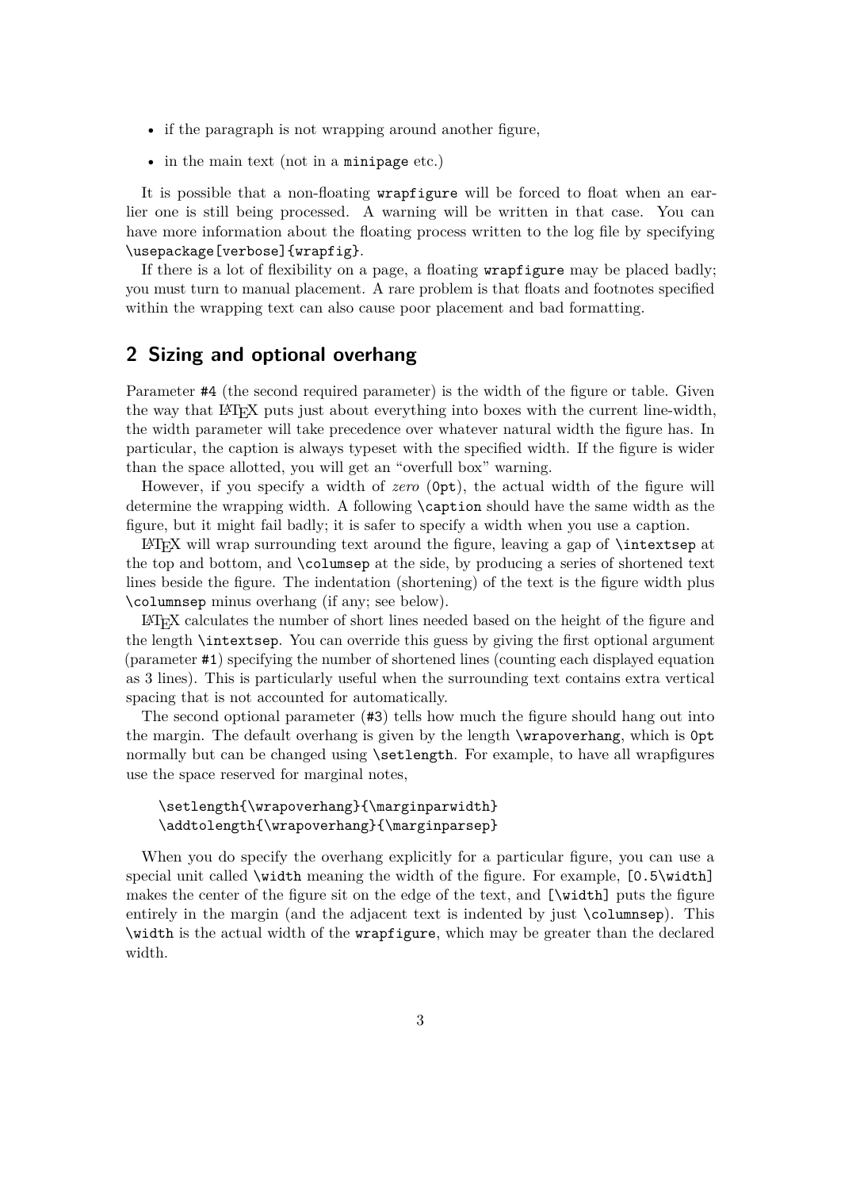- if the paragraph is not wrapping around another figure,
- in the main text (not in a `minipage` etc.)

It is possible that a non-floating `wrapfigure` will be forced to float when an earlier one is still being processed. A warning will be written in that case. You can have more information about the floating process written to the log file by specifying `\usepackage[verbose]{wrapfig}`.

If there is a lot of flexibility on a page, a floating `wrapfigure` may be placed badly; you must turn to manual placement. A rare problem is that floats and footnotes specified within the wrapping text can also cause poor placement and bad formatting.

## 2 Sizing and optional overhang

Parameter `#4` (the second required parameter) is the width of the figure or table. Given the way that LaTeX puts just about everything into boxes with the current line-width, the width parameter will take precedence over whatever natural width the figure has. In particular, the caption is always typeset with the specified width. If the figure is wider than the space allotted, you will get an "overfull box" warning.

However, if you specify a width of *zero* (`0pt`), the actual width of the figure will determine the wrapping width. A following `\caption` should have the same width as the figure, but it might fail badly; it is safer to specify a width when you use a caption.

LaTeX will wrap surrounding text around the figure, leaving a gap of `\intextsep` at the top and bottom, and `\columsep` at the side, by producing a series of shortened text lines beside the figure. The indentation (shortening) of the text is the figure width plus `\columnsep` minus overhang (if any; see below).

LaTeX calculates the number of short lines needed based on the height of the figure and the length `\intextsep`. You can override this guess by giving the first optional argument (parameter `#1`) specifying the number of shortened lines (counting each displayed equation as 3 lines). This is particularly useful when the surrounding text contains extra vertical spacing that is not accounted for automatically.

The second optional parameter (`#3`) tells how much the figure should hang out into the margin. The default overhang is given by the length `\wrapoverhang`, which is `0pt` normally but can be changed using `\setlength`. For example, to have all wrapfigures use the space reserved for marginal notes,

```
\setlength{\wrapoverhang}{\marginparwidth}
\addtolength{\wrapoverhang}{\marginparsep}
```

When you do specify the overhang explicitly for a particular figure, you can use a special unit called `\width` meaning the width of the figure. For example, `[0.5\width]` makes the center of the figure sit on the edge of the text, and `[\width]` puts the figure entirely in the margin (and the adjacent text is indented by just `\columnsep`). This `\width` is the actual width of the `wrapfigure`, which may be greater than the declared width.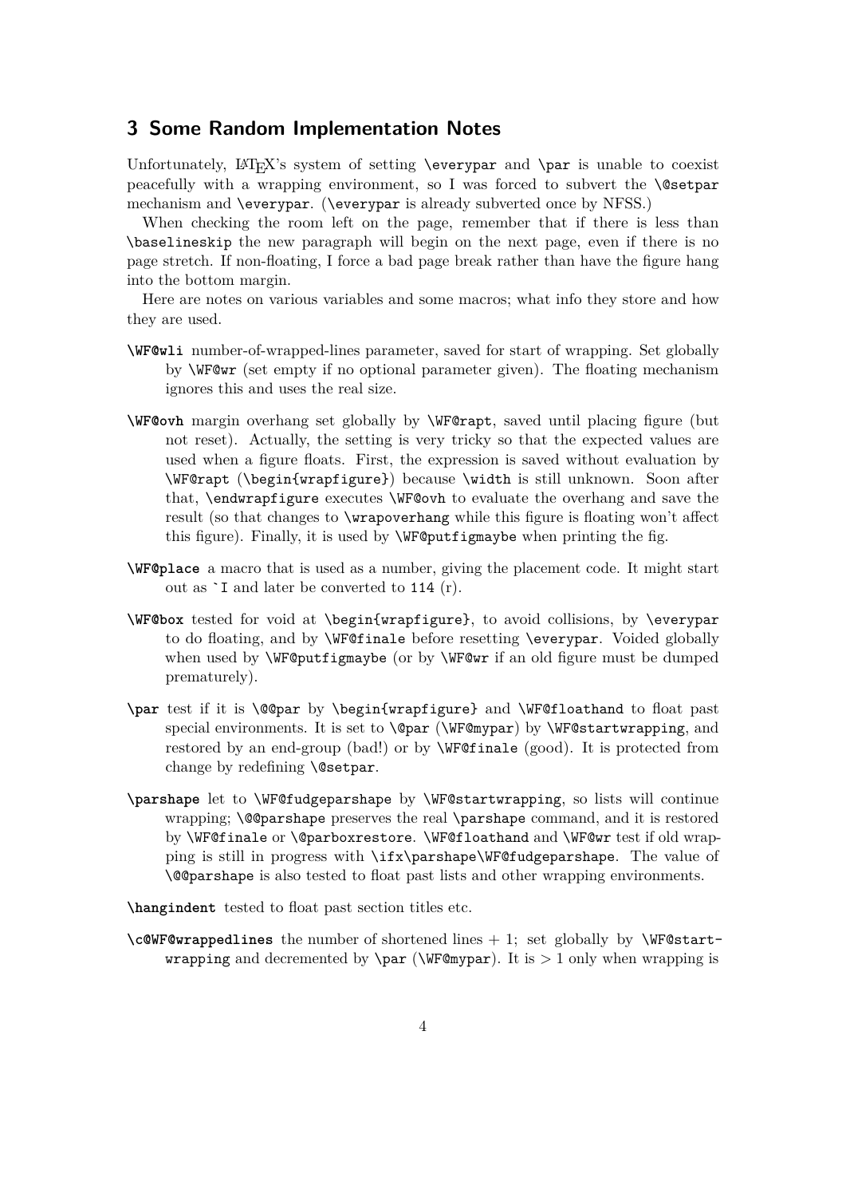## 3 Some Random Implementation Notes

Unfortunately, LaTeX's system of setting `\everypar` and `\par` is unable to coexist peacefully with a wrapping environment, so I was forced to subvert the `\@setpar` mechanism and `\everypar`. (`\everypar` is already subverted once by NFSS.)

When checking the room left on the page, remember that if there is less than `\baselineskip` the new paragraph will begin on the next page, even if there is no page stretch. If non-floating, I force a bad page break rather than have the figure hang into the bottom margin.

Here are notes on various variables and some macros; what info they store and how they are used.

**`\WF@wli`** number-of-wrapped-lines parameter, saved for start of wrapping. Set globally by `\WF@wr` (set empty if no optional parameter given). The floating mechanism ignores this and uses the real size.

**`\WF@ovh`** margin overhang set globally by `\WF@rapt`, saved until placing figure (but not reset). Actually, the setting is very tricky so that the expected values are used when a figure floats. First, the expression is saved without evaluation by `\WF@rapt` (`\begin{wrapfigure}`) because `\width` is still unknown. Soon after that, `\endwrapfigure` executes `\WF@ovh` to evaluate the overhang and save the result (so that changes to `\wrapoverhang` while this figure is floating won't affect this figure). Finally, it is used by `\WF@putfigmaybe` when printing the fig.

**`\WF@place`** a macro that is used as a number, giving the placement code. It might start out as `` `I `` and later be converted to `114` (r).

**`\WF@box`** tested for void at `\begin{wrapfigure}`, to avoid collisions, by `\everypar` to do floating, and by `\WF@finale` before resetting `\everypar`. Voided globally when used by `\WF@putfigmaybe` (or by `\WF@wr` if an old figure must be dumped prematurely).

**`\par`** test if it is `\@@par` by `\begin{wrapfigure}` and `\WF@floathand` to float past special environments. It is set to `\@par` (`\WF@mypar`) by `\WF@startwrapping`, and restored by an end-group (bad!) or by `\WF@finale` (good). It is protected from change by redefining `\@setpar`.

**`\parshape`** let to `\WF@fudgeparshape` by `\WF@startwrapping`, so lists will continue wrapping; `\@@parshape` preserves the real `\parshape` command, and it is restored by `\WF@finale` or `\@parboxrestore`. `\WF@floathand` and `\WF@wr` test if old wrapping is still in progress with `\ifx\parshape\WF@fudgeparshape`. The value of `\@@parshape` is also tested to float past lists and other wrapping environments.

**`\hangindent`** tested to float past section titles etc.

**`\c@WF@wrappedlines`** the number of shortened lines + 1; set globally by `\WF@startwrapping` and decremented by `\par` (`\WF@mypar`). It is > 1 only when wrapping is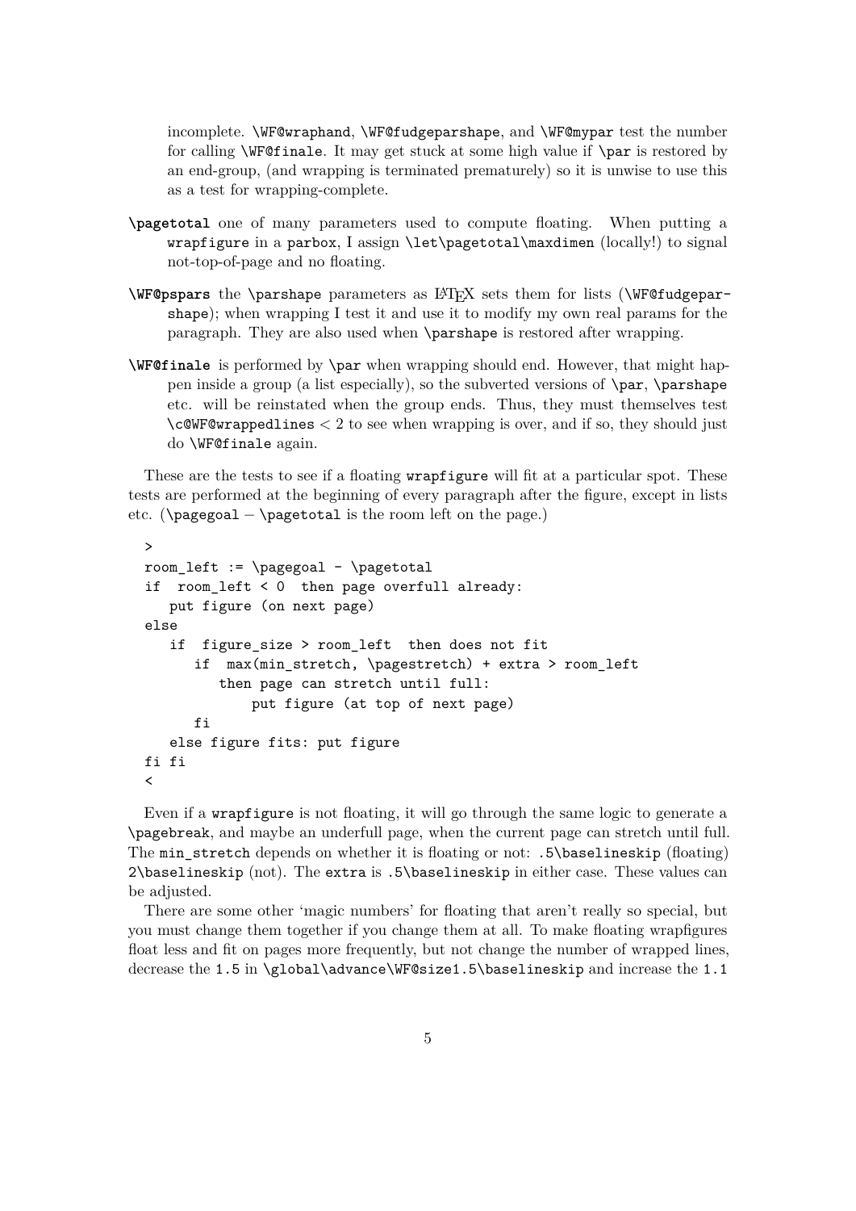incomplete. `\WF@wraphand`, `\WF@fudgeparshape`, and `\WF@mypar` test the number for calling `\WF@finale`. It may get stuck at some high value if `\par` is restored by an end-group, (and wrapping is terminated prematurely) so it is unwise to use this as a test for wrapping-complete.

**`\pagetotal`** one of many parameters used to compute floating. When putting a `wrapfigure` in a `parbox`, I assign `\let\pagetotal\maxdimen` (locally!) to signal not-top-of-page and no floating.

**`\WF@pspars`** the `\parshape` parameters as LaTeX sets them for lists (`\WF@fudgeparshape`); when wrapping I test it and use it to modify my own real params for the paragraph. They are also used when `\parshape` is restored after wrapping.

**`\WF@finale`** is performed by `\par` when wrapping should end. However, that might happen inside a group (a list especially), so the subverted versions of `\par`, `\parshape` etc. will be reinstated when the group ends. Thus, they must themselves test `\c@WF@wrappedlines` < 2 to see when wrapping is over, and if so, they should just do `\WF@finale` again.

These are the tests to see if a floating `wrapfigure` will fit at a particular spot. These tests are performed at the beginning of every paragraph after the figure, except in lists etc. (`\pagegoal` − `\pagetotal` is the room left on the page.)

```
>
room_left := \pagegoal - \pagetotal
if  room_left < 0  then page overfull already:
   put figure (on next page)
else
   if  figure_size > room_left  then does not fit
      if  max(min_stretch, \pagestretch) + extra > room_left
         then page can stretch until full:
              put figure (at top of next page)
      fi
   else figure fits: put figure
fi fi
<
```

Even if a `wrapfigure` is not floating, it will go through the same logic to generate a `\pagebreak`, and maybe an underfull page, when the current page can stretch until full. The `min_stretch` depends on whether it is floating or not: `.5\baselineskip` (floating) `2\baselineskip` (not). The `extra` is `.5\baselineskip` in either case. These values can be adjusted.

There are some other 'magic numbers' for floating that aren't really so special, but you must change them together if you change them at all. To make floating wrapfigures float less and fit on pages more frequently, but not change the number of wrapped lines, decrease the `1.5` in `\global\advance\WF@size1.5\baselineskip` and increase the `1.1`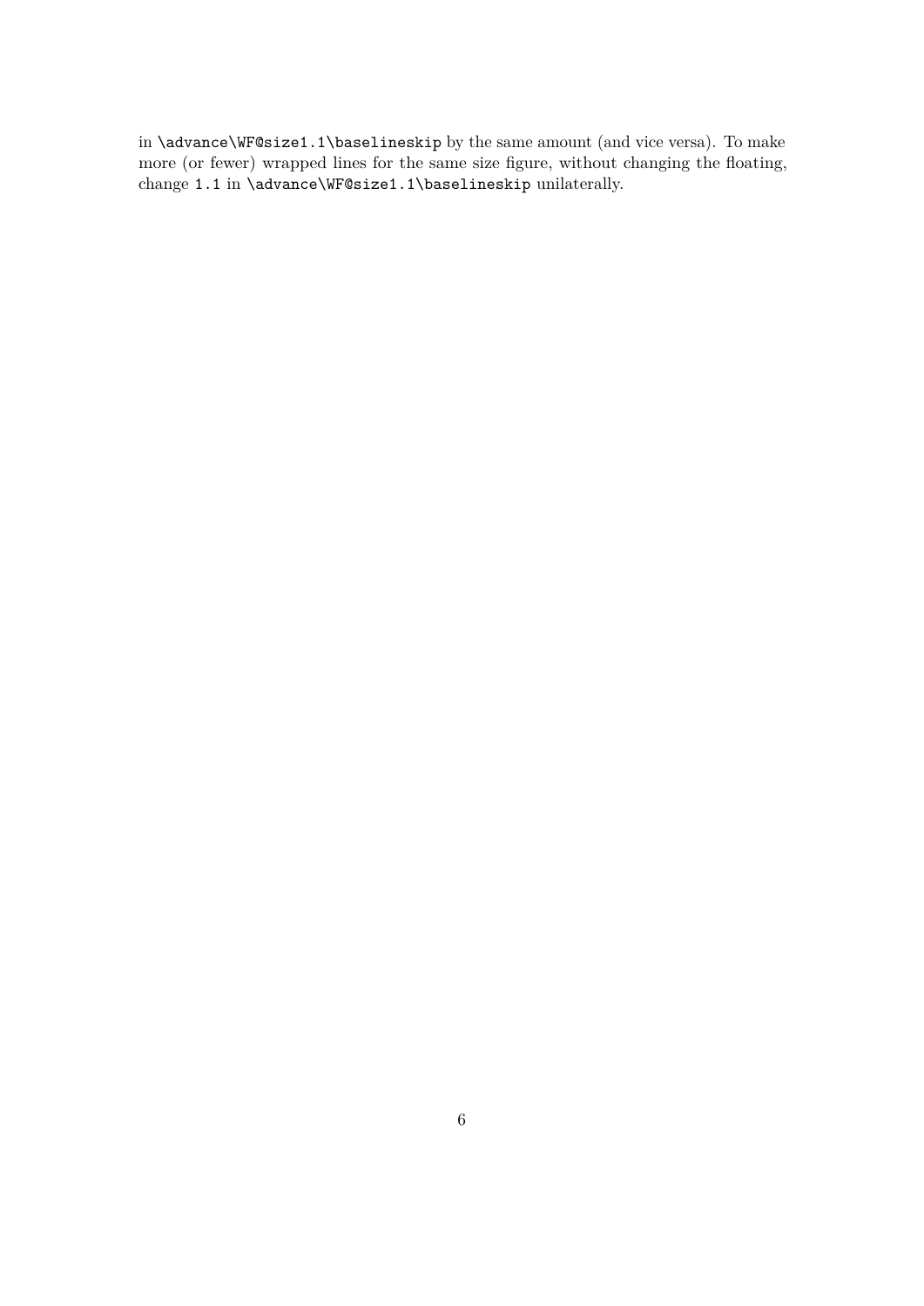in `\advance\WF@size1.1\baselineskip` by the same amount (and vice versa). To make more (or fewer) wrapped lines for the same size figure, without changing the floating, change `1.1` in `\advance\WF@size1.1\baselineskip` unilaterally.